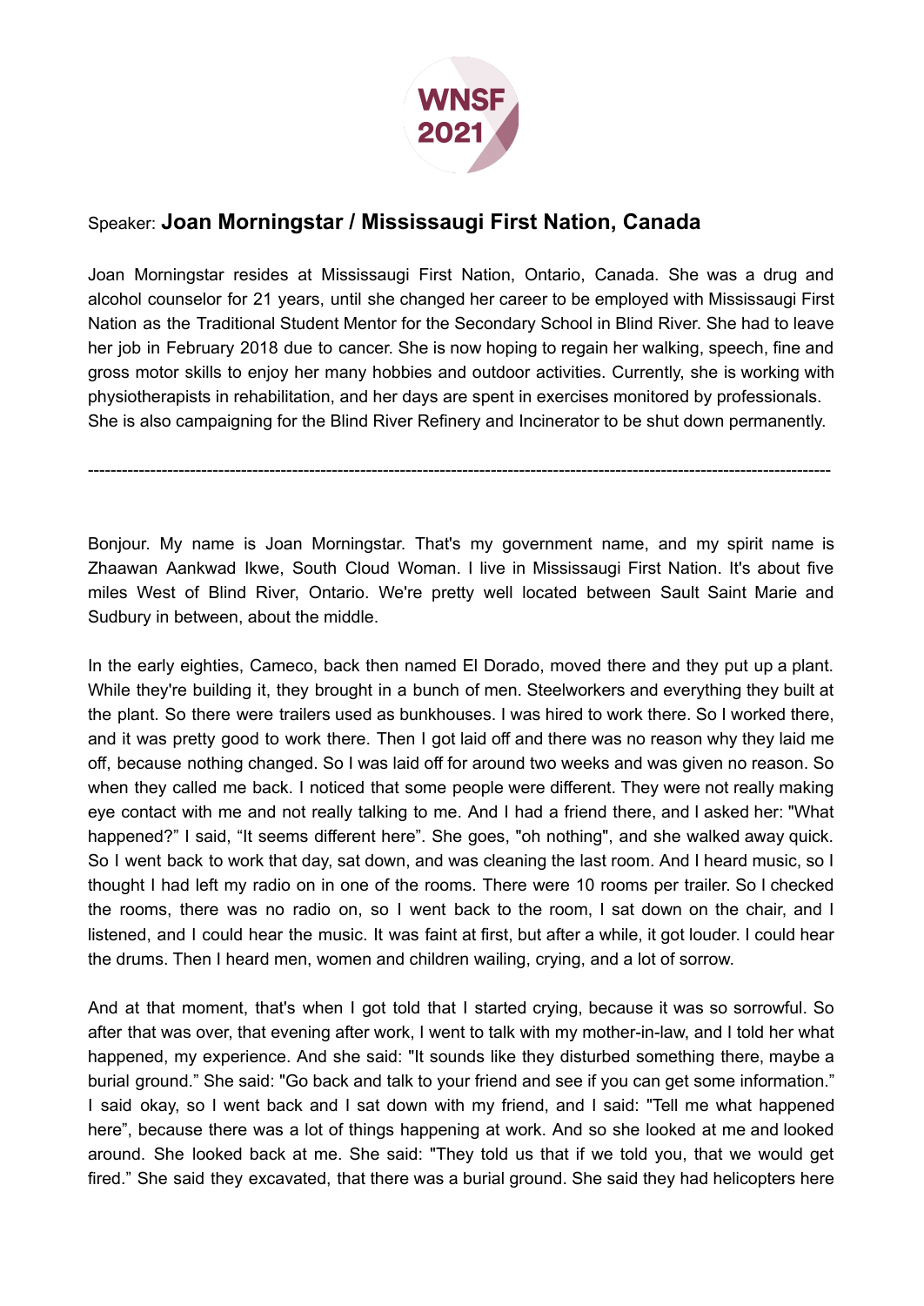Speaker: **Joan Morningstar / Mississaugi First Nation, Canada**

Joan Morningstar resides at Mississaugi First Nation, Ontario, Canada. She was a drug and alcohol counselor for 21 years, until she changed her career to be employed with Mississaugi First Nation as the Traditional Student Mentor for the Secondary School in Blind River. She had to leave her job in February 2018 due to cancer. She is now hoping to regain her walking, speech, fine and gross motor skills to enjoy her many hobbies and outdoor activities. Currently, she is working with physiotherapists in rehabilitation, and her days are spent in exercises monitored by professionals. She is also campaigning for the Blind River Refinery and Incinerator to be shut down permanently.

---

Bonjour. My name is Joan Morningstar. That's my government name, and my spirit name is Zhaawan Aankwad Ikwe, South Cloud Woman. I live in Mississaugi First Nation. It's about five miles West of Blind River, Ontario. We're pretty well located between Sault Saint Marie and Sudbury in between, about the middle.

In the early eighties, Cameco, back then named El Dorado, moved there and they put up a plant. While they're building it, they brought in a bunch of men. Steelworkers and everything they built at the plant. So there were trailers used as bunkhouses. I was hired to work there. So I worked there, and it was pretty good to work there. Then I got laid off and there was no reason why they laid me off, because nothing changed. So I was laid off for around two weeks and was given no reason. So when they called me back. I noticed that some people were different. They were not really making eye contact with me and not really talking to me. And I had a friend there, and I asked her: "What happened?" I said, "It seems different here". She goes, "oh nothing", and she walked away quick. So I went back to work that day, sat down, and was cleaning the last room. And I heard music, so I thought I had left my radio on in one of the rooms. There were 10 rooms per trailer. So I checked the rooms, there was no radio on, so I went back to the room, I sat down on the chair, and I listened, and I could hear the music. It was faint at first, but after a while, it got louder. I could hear the drums. Then I heard men, women and children wailing, crying, and a lot of sorrow.

And at that moment, that's when I got told that I started crying, because it was so sorrowful. So after that was over, that evening after work, I went to talk with my mother-in-law, and I told her what happened, my experience. And she said: "It sounds like they disturbed something there, maybe a burial ground." She said: "Go back and talk to your friend and see if you can get some information." I said okay, so I went back and I sat down with my friend, and I said: "Tell me what happened here", because there was a lot of things happening at work. And so she looked at me and looked around. She looked back at me. She said: "They told us that if we told you, that we would get fired." She said they excavated, that there was a burial ground. She said they had helicopters here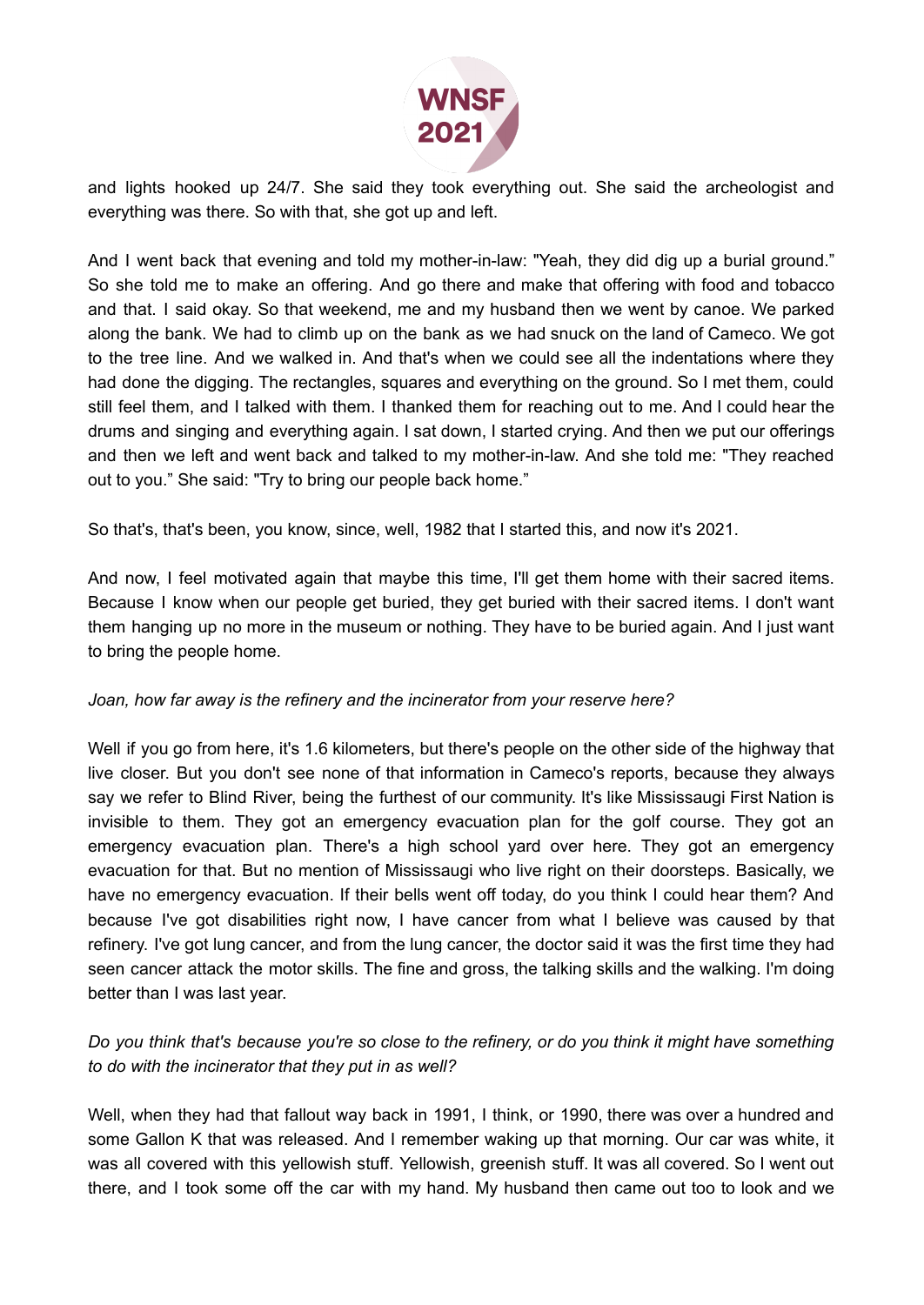and lights hooked up 24/7. She said they took everything out. She said the archeologist and everything was there. So with that, she got up and left.

And I went back that evening and told my mother-in-law: "Yeah, they did dig up a burial ground." So she told me to make an offering. And go there and make that offering with food and tobacco and that. I said okay. So that weekend, me and my husband then we went by canoe. We parked along the bank. We had to climb up on the bank as we had snuck on the land of Cameco. We got to the tree line. And we walked in. And that's when we could see all the indentations where they had done the digging. The rectangles, squares and everything on the ground. So I met them, could still feel them, and I talked with them. I thanked them for reaching out to me. And I could hear the drums and singing and everything again. I sat down, I started crying. And then we put our offerings and then we left and went back and talked to my mother-in-law. And she told me: "They reached out to you." She said: "Try to bring our people back home."

So that's, that's been, you know, since, well, 1982 that I started this, and now it's 2021.

And now, I feel motivated again that maybe this time, I'll get them home with their sacred items. Because I know when our people get buried, they get buried with their sacred items. I don't want them hanging up no more in the museum or nothing. They have to be buried again. And I just want to bring the people home.

*Joan, how far away is the refinery and the incinerator from your reserve here?*

Well if you go from here, it's 1.6 kilometers, but there's people on the other side of the highway that live closer. But you don't see none of that information in Cameco's reports, because they always say we refer to Blind River, being the furthest of our community. It's like Mississaugi First Nation is invisible to them. They got an emergency evacuation plan for the golf course. They got an emergency evacuation plan. There's a high school yard over here. They got an emergency evacuation for that. But no mention of Mississaugi who live right on their doorsteps. Basically, we have no emergency evacuation. If their bells went off today, do you think I could hear them? And because I've got disabilities right now, I have cancer from what I believe was caused by that refinery. I've got lung cancer, and from the lung cancer, the doctor said it was the first time they had seen cancer attack the motor skills. The fine and gross, the talking skills and the walking. I'm doing better than I was last year.

*Do you think that's because you're so close to the refinery, or do you think it might have something to do with the incinerator that they put in as well?*

Well, when they had that fallout way back in 1991, I think, or 1990, there was over a hundred and some Gallon K that was released. And I remember waking up that morning. Our car was white, it was all covered with this yellowish stuff. Yellowish, greenish stuff. It was all covered. So I went out there, and I took some off the car with my hand. My husband then came out too to look and we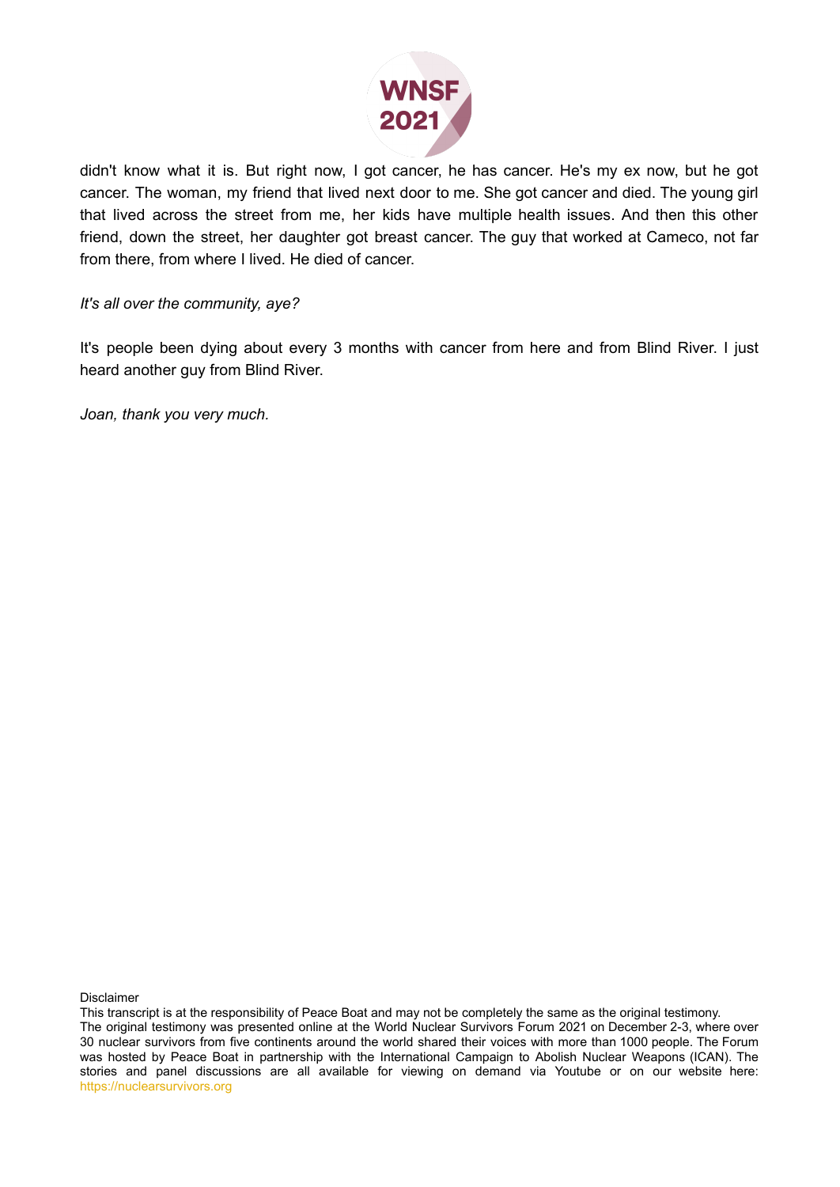didn't know what it is. But right now, I got cancer, he has cancer. He's my ex now, but he got cancer. The woman, my friend that lived next door to me. She got cancer and died. The young girl that lived across the street from me, her kids have multiple health issues. And then this other friend, down the street, her daughter got breast cancer. The guy that worked at Cameco, not far from there, from where I lived. He died of cancer.

*It's all over the community, aye?*

It's people been dying about every 3 months with cancer from here and from Blind River. I just heard another guy from Blind River.

*Joan, thank you very much.*

Disclaimer

This transcript is at the responsibility of Peace Boat and may not be completely the same as the original testimony.
The original testimony was presented online at the World Nuclear Survivors Forum 2021 on December 2-3, where over 30 nuclear survivors from five continents around the world shared their voices with more than 1000 people. The Forum was hosted by Peace Boat in partnership with the International Campaign to Abolish Nuclear Weapons (ICAN). The stories and panel discussions are all available for viewing on demand via Youtube or on our website here: https://nuclearsurvivors.org